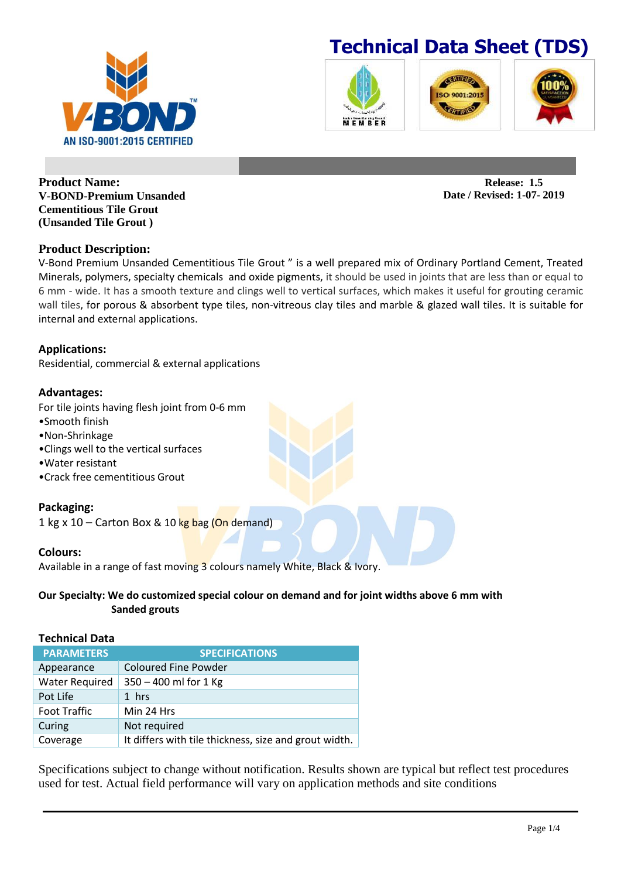V-BOND

AN ISO-9001:2015 CERTIFIED

# Technical Data Sheet (TDS)

**Product Name:**
**V-BOND-Premium Unsanded Cementitious Tile Grout (Unsanded Tile Grout )**

**Release: 1.5**
**Date / Revised: 1-07- 2019**

## Product Description:

V-Bond Premium Unsanded Cementitious Tile Grout " is a well prepared mix of Ordinary Portland Cement, Treated Minerals, polymers, specialty chemicals and oxide pigments, it should be used in joints that are less than or equal to 6 mm - wide. It has a smooth texture and clings well to vertical surfaces, which makes it useful for grouting ceramic wall tiles, for porous & absorbent type tiles, non-vitreous clay tiles and marble & glazed wall tiles. It is suitable for internal and external applications.

### Applications:

Residential, commercial & external applications

### Advantages:

For tile joints having flesh joint from 0-6 mm

- Smooth finish
- Non-Shrinkage
- Clings well to the vertical surfaces
- Water resistant
- Crack free cementitious Grout

### Packaging:

1 kg x 10 – Carton Box & 10 kg bag (On demand)

### Colours:

Available in a range of fast moving 3 colours namely White, Black & Ivory.

**Our Specialty: We do customized special colour on demand and for joint widths above 6 mm with Sanded grouts**

### Technical Data

| PARAMETERS | SPECIFICATIONS |
|---|---|
| Appearance | Coloured Fine Powder |
| Water Required | 350 – 400 ml for 1 Kg |
| Pot Life | 1 hrs |
| Foot Traffic | Min 24 Hrs |
| Curing | Not required |
| Coverage | It differs with tile thickness, size and grout width. |

Specifications subject to change without notification. Results shown are typical but reflect test procedures used for test. Actual field performance will vary on application methods and site conditions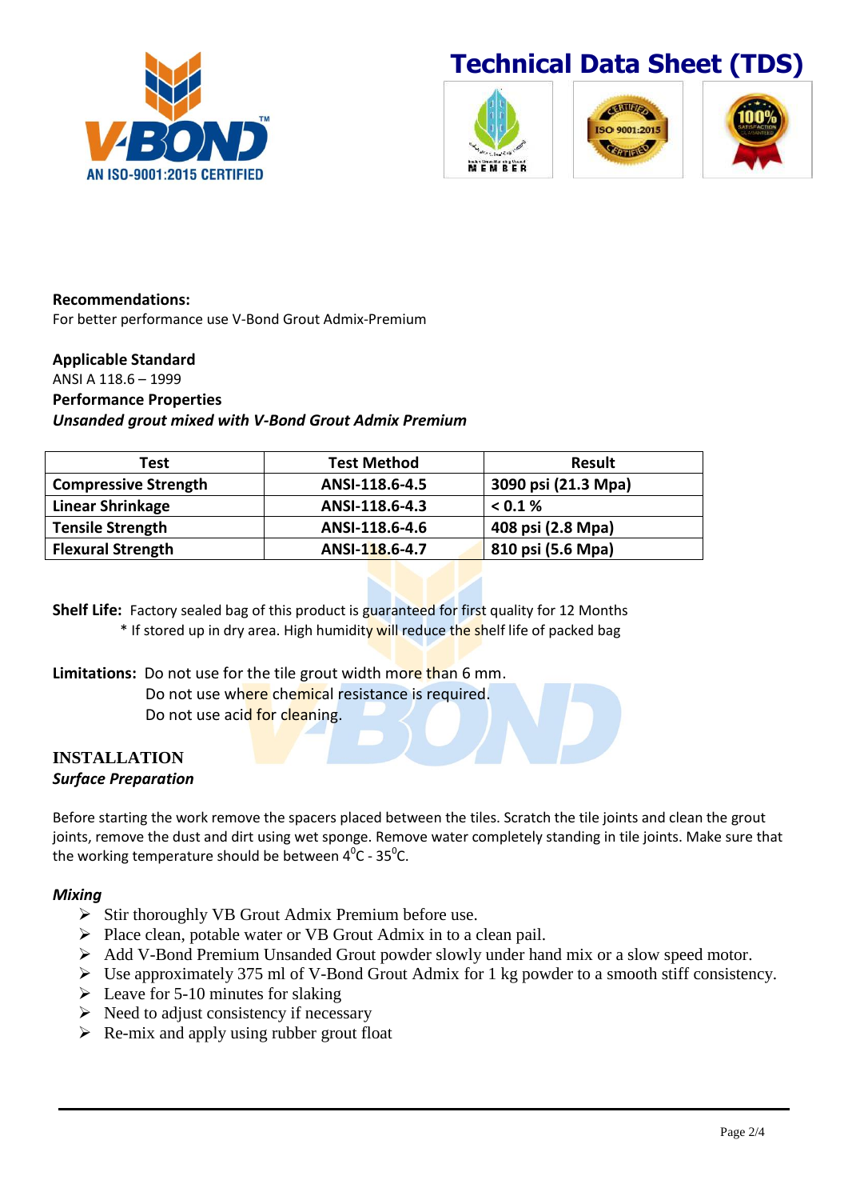**Recommendations:**
For better performance use V-Bond Grout Admix-Premium

**Applicable Standard**
ANSI A 118.6 – 1999

**Performance Properties**
***Unsanded grout mixed with V-Bond Grout Admix Premium***

| Test | Test Method | Result |
|---|---|---|
| **Compressive Strength** | **ANSI-118.6-4.5** | **3090 psi (21.3 Mpa)** |
| **Linear Shrinkage** | **ANSI-118.6-4.3** | **< 0.1 %** |
| **Tensile Strength** | **ANSI-118.6-4.6** | **408 psi (2.8 Mpa)** |
| **Flexural Strength** | **ANSI-118.6-4.7** | **810 psi (5.6 Mpa)** |

**Shelf Life:** Factory sealed bag of this product is guaranteed for first quality for 12 Months
* If stored up in dry area. High humidity will reduce the shelf life of packed bag

**Limitations:** Do not use for the tile grout width more than 6 mm.
Do not use where chemical resistance is required.
Do not use acid for cleaning.

## INSTALLATION

***Surface Preparation***

Before starting the work remove the spacers placed between the tiles. Scratch the tile joints and clean the grout joints, remove the dust and dirt using wet sponge. Remove water completely standing in tile joints. Make sure that the working temperature should be between $4^{0}$C - $35^{0}$C.

***Mixing***

- Stir thoroughly VB Grout Admix Premium before use.
- Place clean, potable water or VB Grout Admix in to a clean pail.
- Add V-Bond Premium Unsanded Grout powder slowly under hand mix or a slow speed motor.
- Use approximately 375 ml of V-Bond Grout Admix for 1 kg powder to a smooth stiff consistency.
- Leave for 5-10 minutes for slaking
- Need to adjust consistency if necessary
- Re-mix and apply using rubber grout float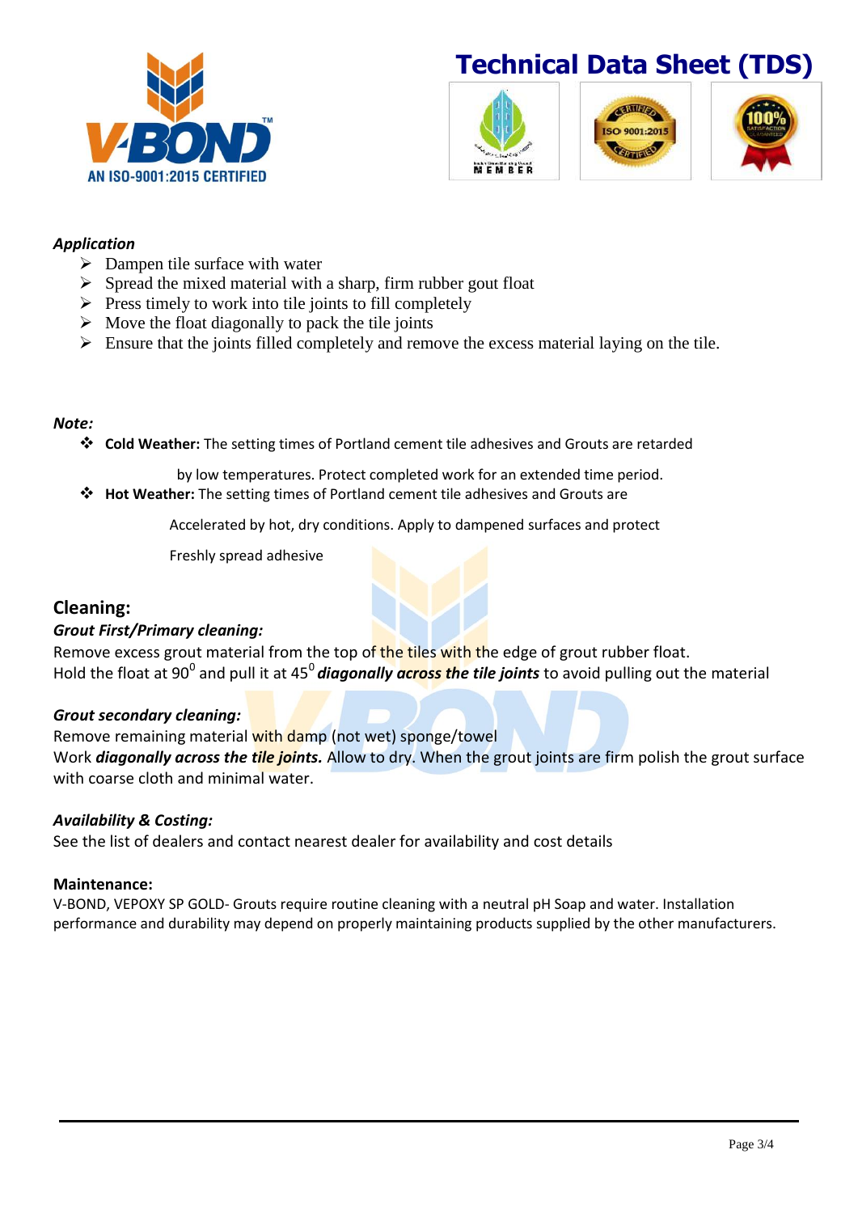## Application

- Dampen tile surface with water
- Spread the mixed material with a sharp, firm rubber gout float
- Press timely to work into tile joints to fill completely
- Move the float diagonally to pack the tile joints
- Ensure that the joints filled completely and remove the excess material laying on the tile.

## Note:

- **Cold Weather:** The setting times of Portland cement tile adhesives and Grouts are retarded by low temperatures. Protect completed work for an extended time period.
- **Hot Weather:** The setting times of Portland cement tile adhesives and Grouts are Accelerated by hot, dry conditions. Apply to dampened surfaces and protect Freshly spread adhesive

## Cleaning:

### *Grout First/Primary cleaning:*

Remove excess grout material from the top of the tiles with the edge of grout rubber float.
Hold the float at $90^0$ and pull it at $45^0$ ***diagonally across the tile joints*** to avoid pulling out the material

### *Grout secondary cleaning:*

Remove remaining material with damp (not wet) sponge/towel
Work ***diagonally across the tile joints.*** Allow to dry. When the grout joints are firm polish the grout surface with coarse cloth and minimal water.

### *Availability & Costing:*

See the list of dealers and contact nearest dealer for availability and cost details

### Maintenance:

V-BOND, VEPOXY SP GOLD- Grouts require routine cleaning with a neutral pH Soap and water. Installation performance and durability may depend on properly maintaining products supplied by the other manufacturers.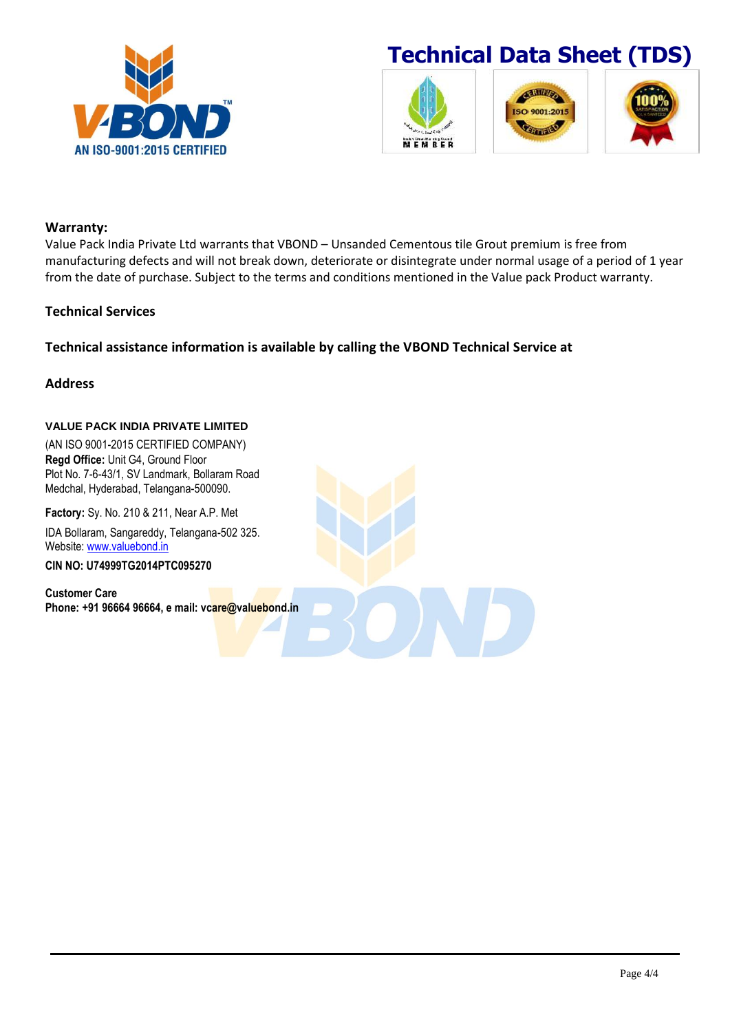**Warranty:**

Value Pack India Private Ltd warrants that VBOND – Unsanded Cementous tile Grout premium is free from manufacturing defects and will not break down, deteriorate or disintegrate under normal usage of a period of 1 year from the date of purchase. Subject to the terms and conditions mentioned in the Value pack Product warranty.

**Technical Services**

**Technical assistance information is available by calling the VBOND Technical Service at**

**Address**

**VALUE PACK INDIA PRIVATE LIMITED**

(AN ISO 9001-2015 CERTIFIED COMPANY)
**Regd Office:** Unit G4, Ground Floor
Plot No. 7-6-43/1, SV Landmark, Bollaram Road
Medchal, Hyderabad, Telangana-500090.

**Factory:** Sy. No. 210 & 211, Near A.P. Met

IDA Bollaram, Sangareddy, Telangana-502 325.
Website: www.valuebond.in

**CIN NO: U74999TG2014PTC095270**

**Customer Care**
**Phone: +91 96664 96664, e mail: vcare@valuebond.in**